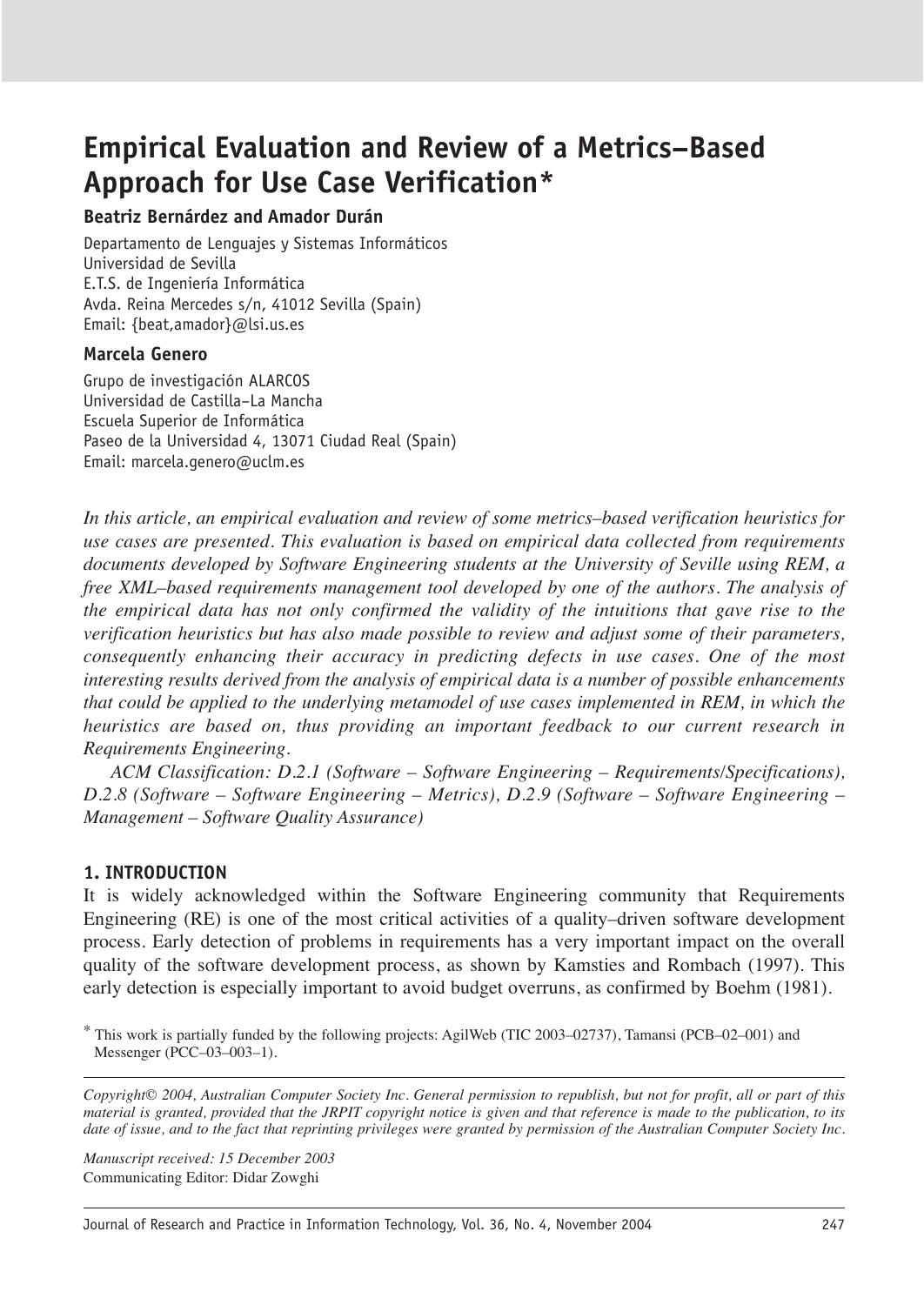# Empirical Evaluation and Review of a Metrics–Based Approach for Use Case Verification*

**Beatriz Bernárdez and Amador Durán**

Departamento de Lenguajes y Sistemas Informáticos
Universidad de Sevilla
E.T.S. de Ingeniería Informática
Avda. Reina Mercedes s/n, 41012 Sevilla (Spain)
Email: {beat,amador}@lsi.us.es

**Marcela Genero**

Grupo de investigación ALARCOS
Universidad de Castilla–La Mancha
Escuela Superior de Informática
Paseo de la Universidad 4, 13071 Ciudad Real (Spain)
Email: marcela.genero@uclm.es

*In this article, an empirical evaluation and review of some metrics–based verification heuristics for use cases are presented. This evaluation is based on empirical data collected from requirements documents developed by Software Engineering students at the University of Seville using REM, a free XML–based requirements management tool developed by one of the authors. The analysis of the empirical data has not only confirmed the validity of the intuitions that gave rise to the verification heuristics but has also made possible to review and adjust some of their parameters, consequently enhancing their accuracy in predicting defects in use cases. One of the most interesting results derived from the analysis of empirical data is a number of possible enhancements that could be applied to the underlying metamodel of use cases implemented in REM, in which the heuristics are based on, thus providing an important feedback to our current research in Requirements Engineering.*

*ACM Classification: D.2.1 (Software – Software Engineering – Requirements/Specifications), D.2.8 (Software – Software Engineering – Metrics), D.2.9 (Software – Software Engineering – Management – Software Quality Assurance)*

## 1. INTRODUCTION

It is widely acknowledged within the Software Engineering community that Requirements Engineering (RE) is one of the most critical activities of a quality–driven software development process. Early detection of problems in requirements has a very important impact on the overall quality of the software development process, as shown by Kamsties and Rombach (1997). This early detection is especially important to avoid budget overruns, as confirmed by Boehm (1981).

* This work is partially funded by the following projects: AgilWeb (TIC 2003–02737), Tamansi (PCB–02–001) and Messenger (PCC–03–003–1).

*Copyright© 2004, Australian Computer Society Inc. General permission to republish, but not for profit, all or part of this material is granted, provided that the JRPIT copyright notice is given and that reference is made to the publication, to its date of issue, and to the fact that reprinting privileges were granted by permission of the Australian Computer Society Inc.*

*Manuscript received: 15 December 2003*
Communicating Editor: Didar Zowghi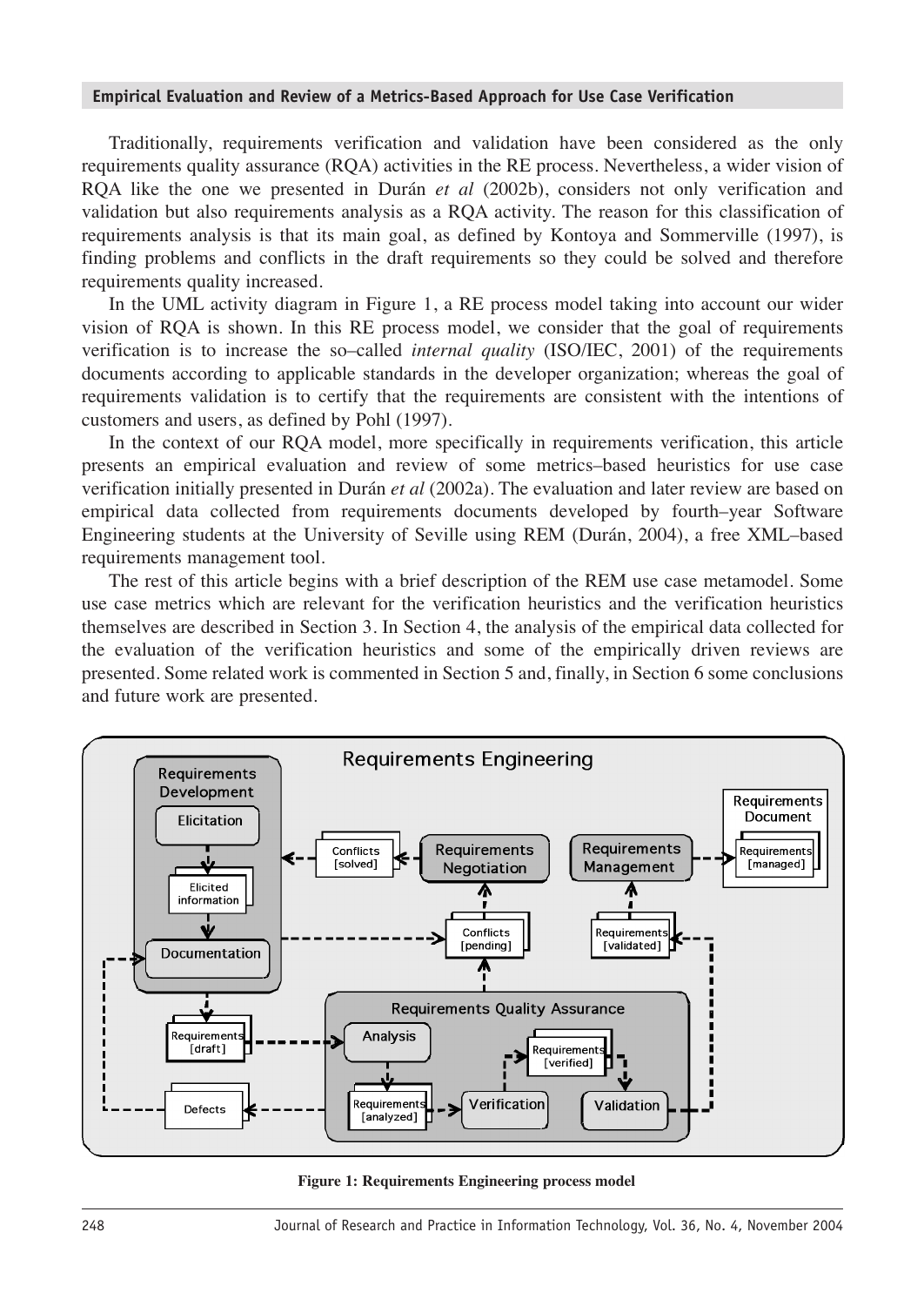Traditionally, requirements verification and validation have been considered as the only requirements quality assurance (RQA) activities in the RE process. Nevertheless, a wider vision of RQA like the one we presented in Durán *et al* (2002b), considers not only verification and validation but also requirements analysis as a RQA activity. The reason for this classification of requirements analysis is that its main goal, as defined by Kontoya and Sommerville (1997), is finding problems and conflicts in the draft requirements so they could be solved and therefore requirements quality increased.

In the UML activity diagram in Figure 1, a RE process model taking into account our wider vision of RQA is shown. In this RE process model, we consider that the goal of requirements verification is to increase the so–called *internal quality* (ISO/IEC, 2001) of the requirements documents according to applicable standards in the developer organization; whereas the goal of requirements validation is to certify that the requirements are consistent with the intentions of customers and users, as defined by Pohl (1997).

In the context of our RQA model, more specifically in requirements verification, this article presents an empirical evaluation and review of some metrics–based heuristics for use case verification initially presented in Durán *et al* (2002a). The evaluation and later review are based on empirical data collected from requirements documents developed by fourth–year Software Engineering students at the University of Seville using REM (Durán, 2004), a free XML–based requirements management tool.

The rest of this article begins with a brief description of the REM use case metamodel. Some use case metrics which are relevant for the verification heuristics and the verification heuristics themselves are described in Section 3. In Section 4, the analysis of the empirical data collected for the evaluation of the verification heuristics and some of the empirically driven reviews are presented. Some related work is commented in Section 5 and, finally, in Section 6 some conclusions and future work are presented.

**Figure 1: Requirements Engineering process model**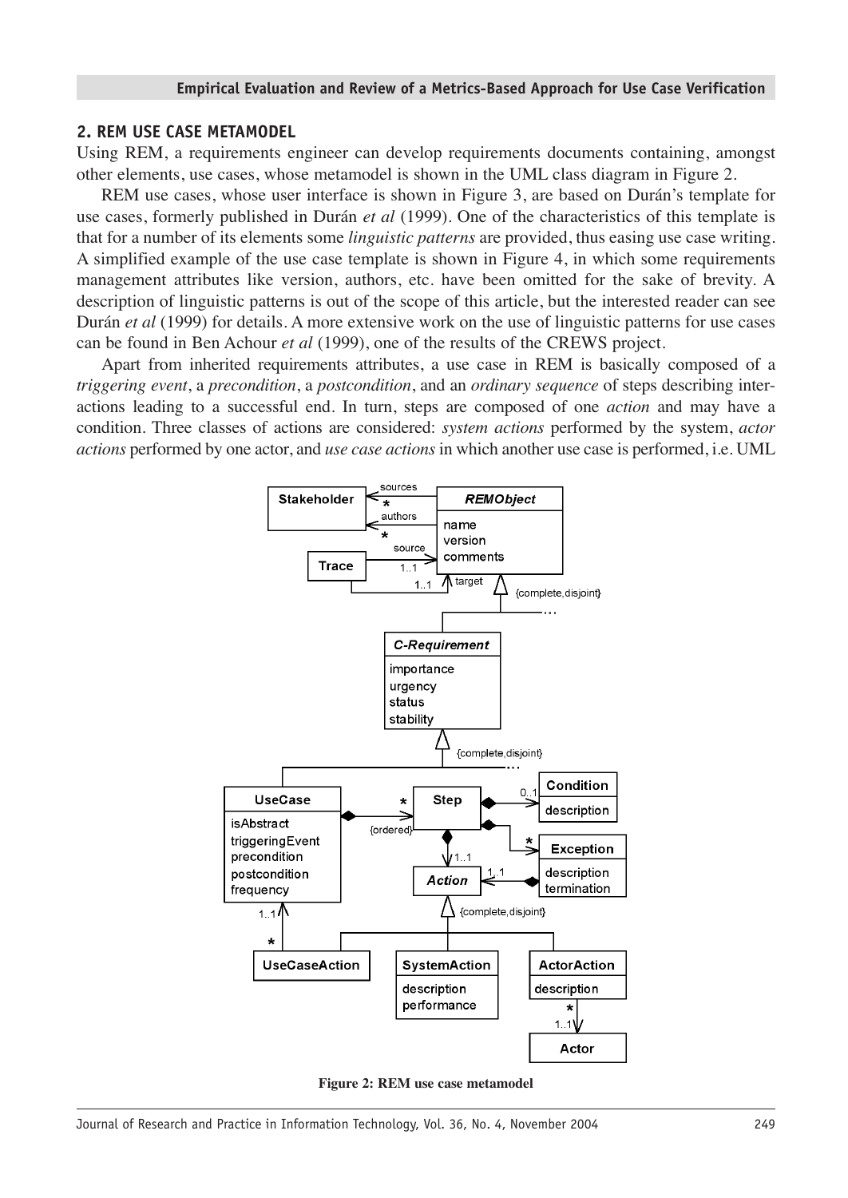## 2. REM USE CASE METAMODEL

Using REM, a requirements engineer can develop requirements documents containing, amongst other elements, use cases, whose metamodel is shown in the UML class diagram in Figure 2.

REM use cases, whose user interface is shown in Figure 3, are based on Durán's template for use cases, formerly published in Durán *et al* (1999). One of the characteristics of this template is that for a number of its elements some *linguistic patterns* are provided, thus easing use case writing. A simplified example of the use case template is shown in Figure 4, in which some requirements management attributes like version, authors, etc. have been omitted for the sake of brevity. A description of linguistic patterns is out of the scope of this article, but the interested reader can see Durán *et al* (1999) for details. A more extensive work on the use of linguistic patterns for use cases can be found in Ben Achour *et al* (1999), one of the results of the CREWS project.

Apart from inherited requirements attributes, a use case in REM is basically composed of a *triggering event*, a *precondition*, a *postcondition*, and an *ordinary sequence* of steps describing interactions leading to a successful end. In turn, steps are composed of one *action* and may have a condition. Three classes of actions are considered: *system actions* performed by the system, *actor actions* performed by one actor, and *use case actions* in which another use case is performed, i.e. UML

**Figure 2: REM use case metamodel**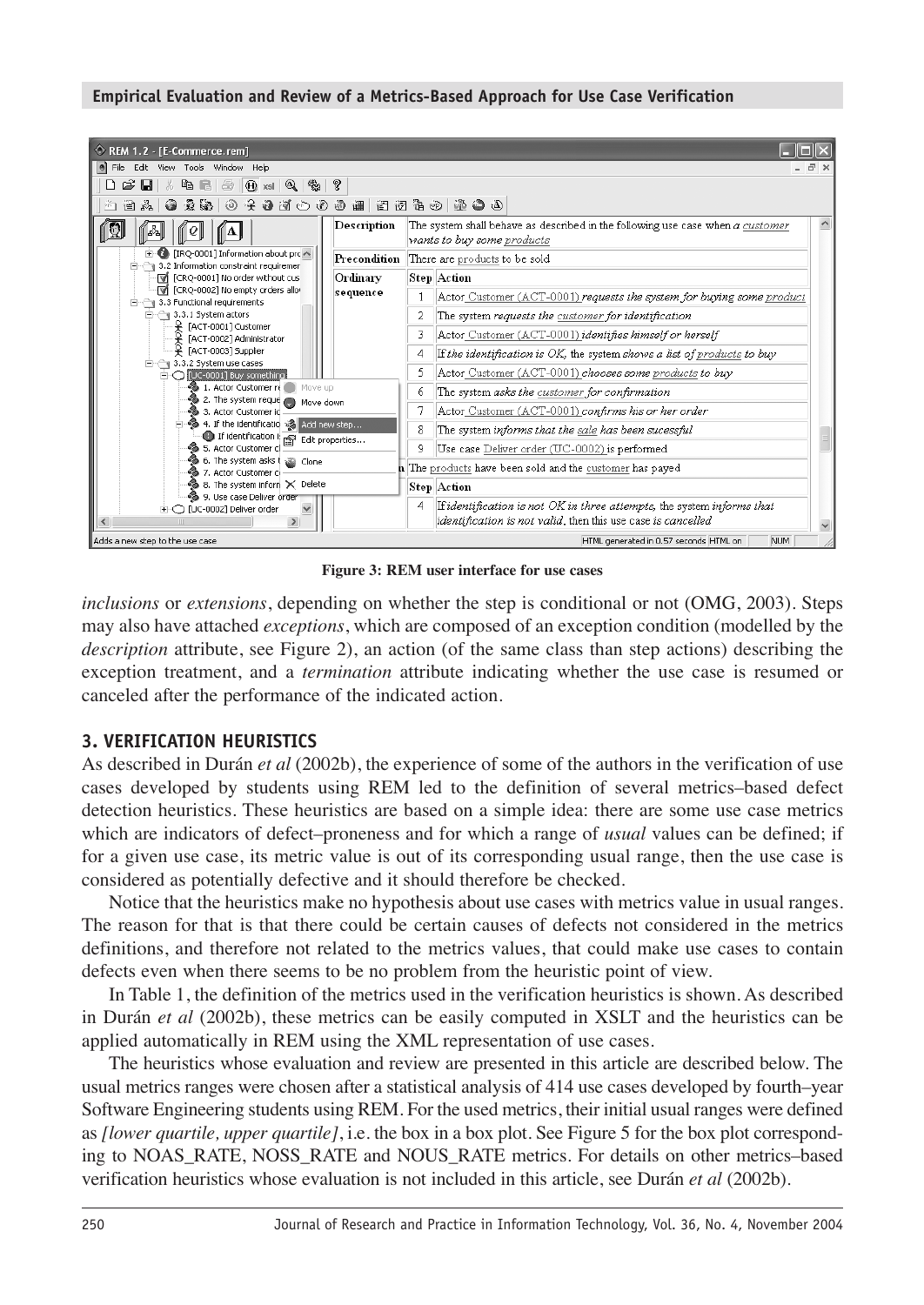Figure 3: REM user interface for use cases

*inclusions* or *extensions*, depending on whether the step is conditional or not (OMG, 2003). Steps may also have attached *exceptions*, which are composed of an exception condition (modelled by the *description* attribute, see Figure 2), an action (of the same class than step actions) describing the exception treatment, and a *termination* attribute indicating whether the use case is resumed or canceled after the performance of the indicated action.

## 3. VERIFICATION HEURISTICS

As described in Durán *et al* (2002b), the experience of some of the authors in the verification of use cases developed by students using REM led to the definition of several metrics–based defect detection heuristics. These heuristics are based on a simple idea: there are some use case metrics which are indicators of defect–proneness and for which a range of *usual* values can be defined; if for a given use case, its metric value is out of its corresponding usual range, then the use case is considered as potentially defective and it should therefore be checked.

Notice that the heuristics make no hypothesis about use cases with metrics value in usual ranges. The reason for that is that there could be certain causes of defects not considered in the metrics definitions, and therefore not related to the metrics values, that could make use cases to contain defects even when there seems to be no problem from the heuristic point of view.

In Table 1, the definition of the metrics used in the verification heuristics is shown. As described in Durán *et al* (2002b), these metrics can be easily computed in XSLT and the heuristics can be applied automatically in REM using the XML representation of use cases.

The heuristics whose evaluation and review are presented in this article are described below. The usual metrics ranges were chosen after a statistical analysis of 414 use cases developed by fourth–year Software Engineering students using REM. For the used metrics, their initial usual ranges were defined as *[lower quartile, upper quartile]*, i.e. the box in a box plot. See Figure 5 for the box plot corresponding to NOAS_RATE, NOSS_RATE and NOUS_RATE metrics. For details on other metrics–based verification heuristics whose evaluation is not included in this article, see Durán *et al* (2002b).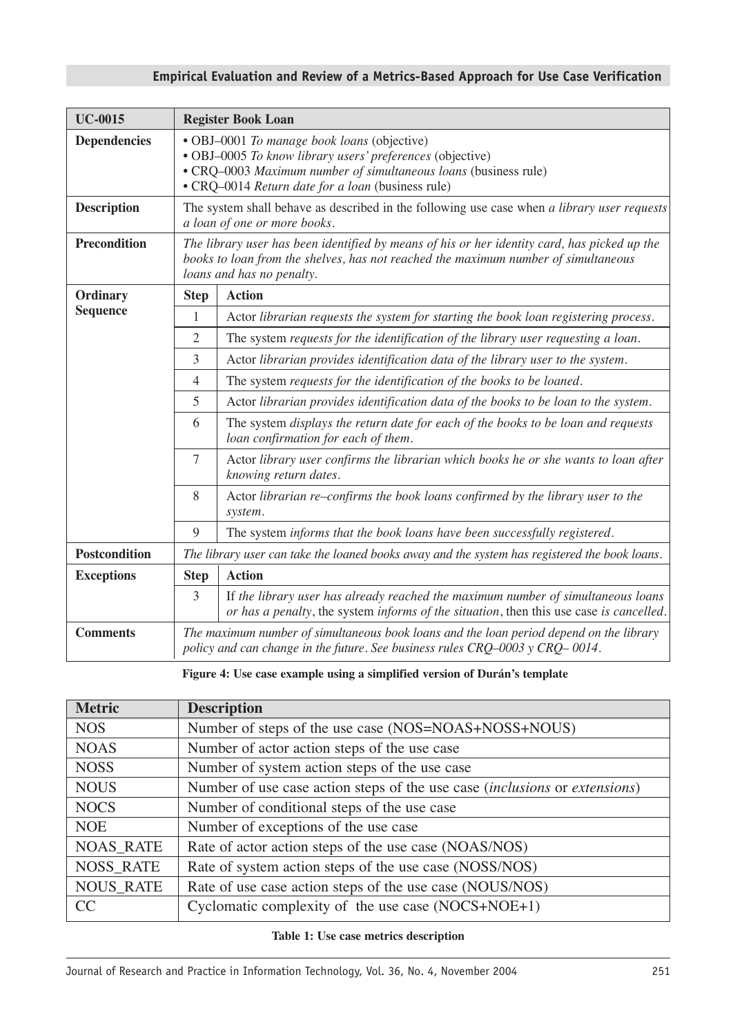| UC-0015 | Register Book Loan | |
|---|---|---|
| **Dependencies** | • OBJ–0001 *To manage book loans* (objective)<br>• OBJ–0005 *To know library users' preferences* (objective)<br>• CRQ–0003 *Maximum number of simultaneous loans* (business rule)<br>• CRQ–0014 *Return date for a loan* (business rule) | |
| **Description** | The system shall behave as described in the following use case when *a library user requests a loan of one or more books*. | |
| **Precondition** | *The library user has been identified by means of his or her identity card, has picked up the books to loan from the shelves, has not reached the maximum number of simultaneous loans and has no penalty.* | |
| **Ordinary Sequence** | **Step** | **Action** |
| | 1 | Actor *librarian requests the system for starting the book loan registering process*. |
| | 2 | The system *requests for the identification of the library user requesting a loan*. |
| | 3 | Actor *librarian provides identification data of the library user to the system*. |
| | 4 | The system *requests for the identification of the books to be loaned*. |
| | 5 | Actor *librarian provides identification data of the books to be loan to the system*. |
| | 6 | The system *displays the return date for each of the books to be loan and requests loan confirmation for each of them*. |
| | 7 | Actor *library user confirms the librarian which books he or she wants to loan after knowing return dates*. |
| | 8 | Actor *librarian re–confirms the book loans confirmed by the library user to the system*. |
| | 9 | The system *informs that the book loans have been successfully registered*. |
| **Postcondition** | *The library user can take the loaned books away and the system has registered the book loans.* | |
| **Exceptions** | **Step** | **Action** |
| | 3 | If *the library user has already reached the maximum number of simultaneous loans or has a penalty*, the system *informs of the situation*, then this use case *is cancelled*. |
| **Comments** | *The maximum number of simultaneous book loans and the loan period depend on the library policy and can change in the future. See business rules CRQ–0003 y CRQ– 0014.* | |

**Figure 4: Use case example using a simplified version of Durán's template**

| Metric | Description |
|---|---|
| NOS | Number of steps of the use case (NOS=NOAS+NOSS+NOUS) |
| NOAS | Number of actor action steps of the use case |
| NOSS | Number of system action steps of the use case |
| NOUS | Number of use case action steps of the use case (*inclusions* or *extensions*) |
| NOCS | Number of conditional steps of the use case |
| NOE | Number of exceptions of the use case |
| NOAS_RATE | Rate of actor action steps of the use case (NOAS/NOS) |
| NOSS_RATE | Rate of system action steps of the use case (NOSS/NOS) |
| NOUS_RATE | Rate of use case action steps of the use case (NOUS/NOS) |
| CC | Cyclomatic complexity of the use case (NOCS+NOE+1) |

**Table 1: Use case metrics description**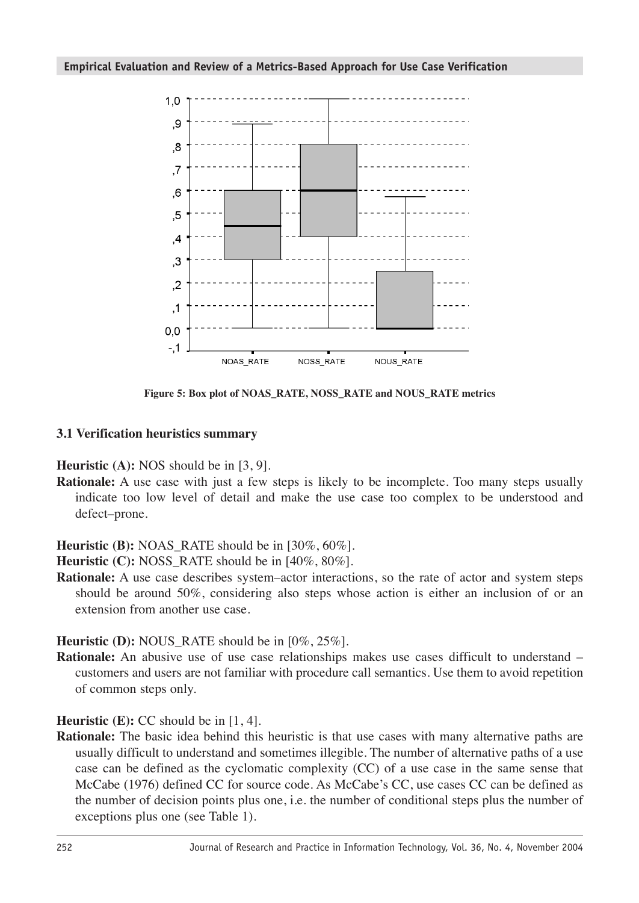Figure 5: Box plot of NOAS_RATE, NOSS_RATE and NOUS_RATE metrics

### 3.1 Verification heuristics summary

**Heuristic (A):** NOS should be in [3, 9].

**Rationale:** A use case with just a few steps is likely to be incomplete. Too many steps usually indicate too low level of detail and make the use case too complex to be understood and defect–prone.

**Heuristic (B):** NOAS_RATE should be in [30%, 60%].

**Heuristic (C):** NOSS_RATE should be in [40%, 80%].

**Rationale:** A use case describes system–actor interactions, so the rate of actor and system steps should be around 50%, considering also steps whose action is either an inclusion of or an extension from another use case.

**Heuristic (D):** NOUS_RATE should be in [0%, 25%].

**Rationale:** An abusive use of use case relationships makes use cases difficult to understand – customers and users are not familiar with procedure call semantics. Use them to avoid repetition of common steps only.

**Heuristic (E):** CC should be in [1, 4].

**Rationale:** The basic idea behind this heuristic is that use cases with many alternative paths are usually difficult to understand and sometimes illegible. The number of alternative paths of a use case can be defined as the cyclomatic complexity (CC) of a use case in the same sense that McCabe (1976) defined CC for source code. As McCabe's CC, use cases CC can be defined as the number of decision points plus one, i.e. the number of conditional steps plus the number of exceptions plus one (see Table 1).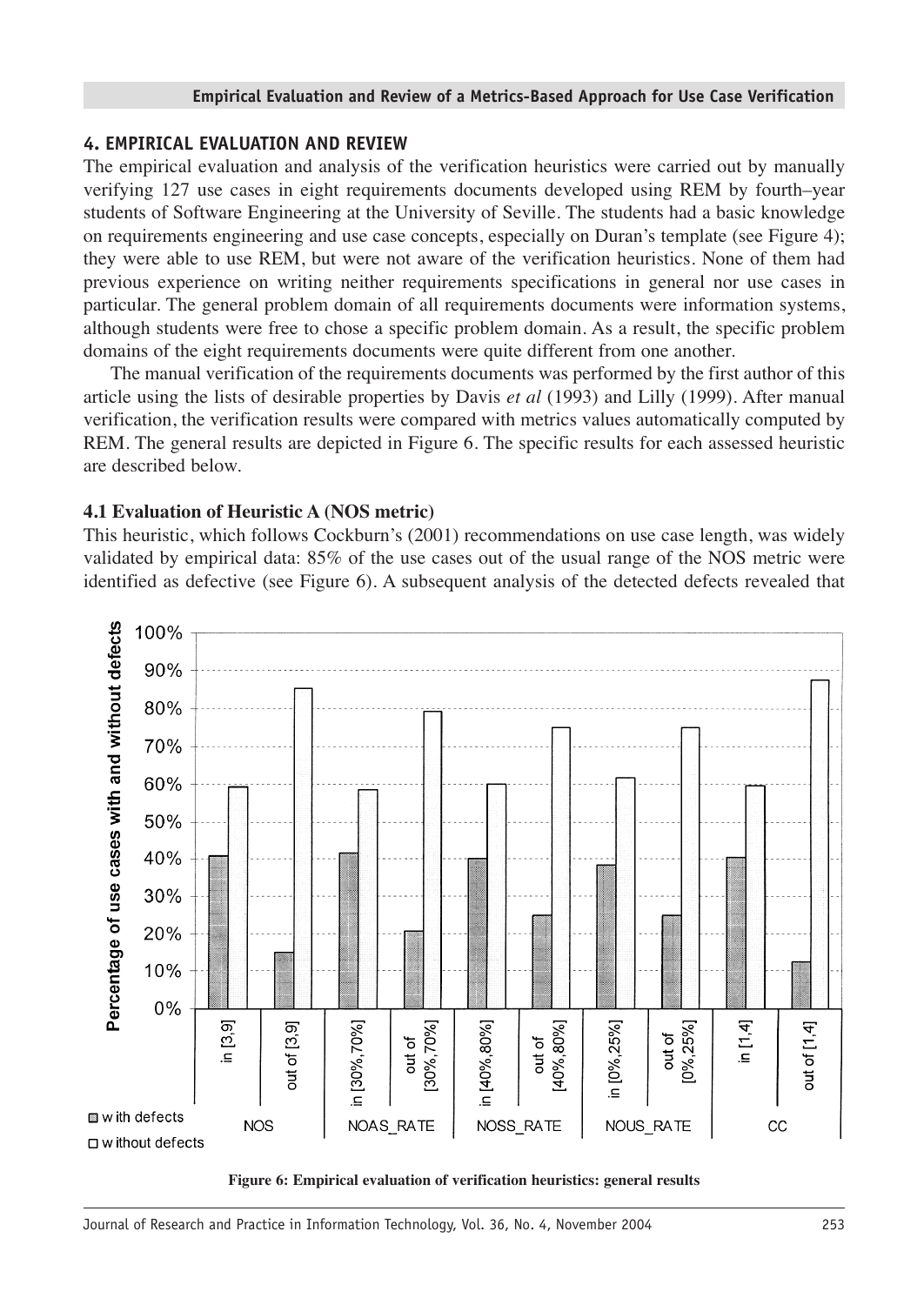## 4. EMPIRICAL EVALUATION AND REVIEW

The empirical evaluation and analysis of the verification heuristics were carried out by manually verifying 127 use cases in eight requirements documents developed using REM by fourth–year students of Software Engineering at the University of Seville. The students had a basic knowledge on requirements engineering and use case concepts, especially on Duran's template (see Figure 4); they were able to use REM, but were not aware of the verification heuristics. None of them had previous experience on writing neither requirements specifications in general nor use cases in particular. The general problem domain of all requirements documents were information systems, although students were free to chose a specific problem domain. As a result, the specific problem domains of the eight requirements documents were quite different from one another.

The manual verification of the requirements documents was performed by the first author of this article using the lists of desirable properties by Davis *et al* (1993) and Lilly (1999). After manual verification, the verification results were compared with metrics values automatically computed by REM. The general results are depicted in Figure 6. The specific results for each assessed heuristic are described below.

### 4.1 Evaluation of Heuristic A (NOS metric)

This heuristic, which follows Cockburn's (2001) recommendations on use case length, was widely validated by empirical data: 85% of the use cases out of the usual range of the NOS metric were identified as defective (see Figure 6). A subsequent analysis of the detected defects revealed that

**Figure 6: Empirical evaluation of verification heuristics: general results**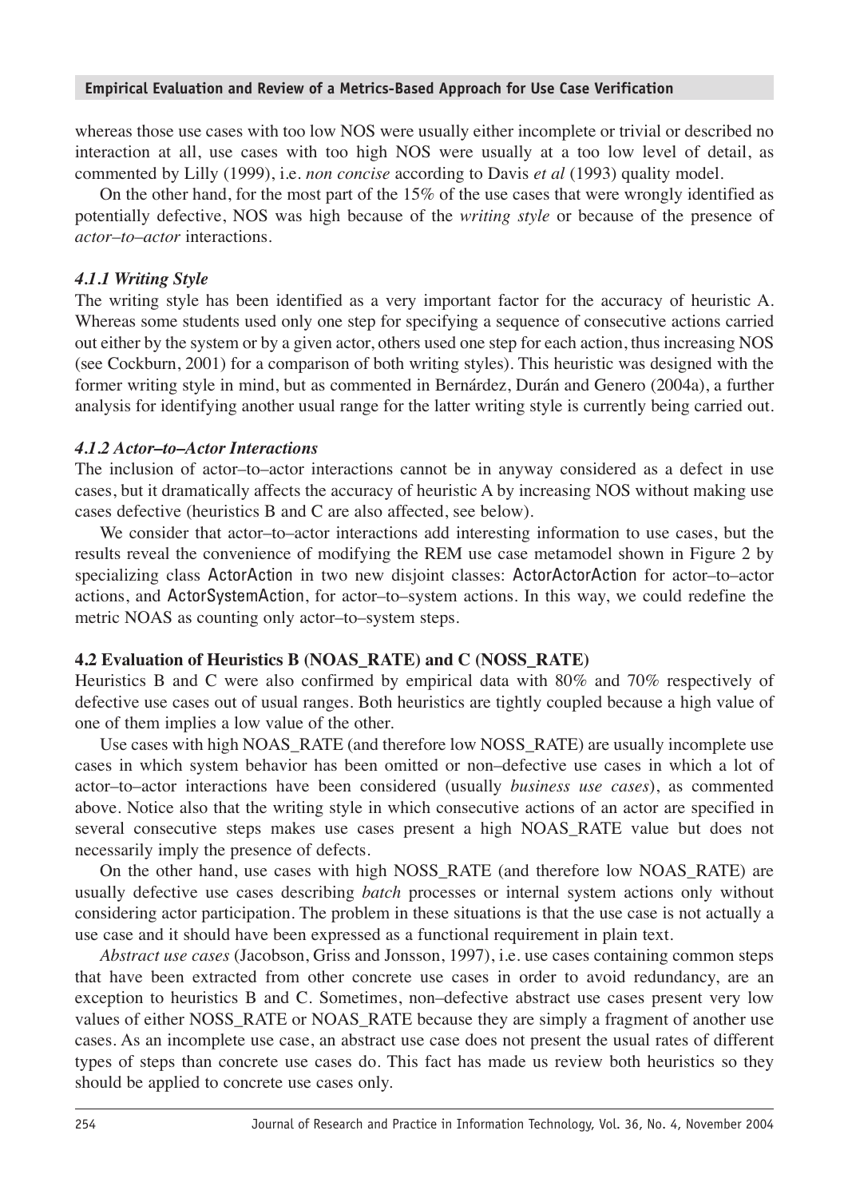whereas those use cases with too low NOS were usually either incomplete or trivial or described no interaction at all, use cases with too high NOS were usually at a too low level of detail, as commented by Lilly (1999), i.e. *non concise* according to Davis *et al* (1993) quality model.

On the other hand, for the most part of the 15% of the use cases that were wrongly identified as potentially defective, NOS was high because of the *writing style* or because of the presence of *actor–to–actor* interactions.

#### *4.1.1 Writing Style*

The writing style has been identified as a very important factor for the accuracy of heuristic A. Whereas some students used only one step for specifying a sequence of consecutive actions carried out either by the system or by a given actor, others used one step for each action, thus increasing NOS (see Cockburn, 2001) for a comparison of both writing styles). This heuristic was designed with the former writing style in mind, but as commented in Bernárdez, Durán and Genero (2004a), a further analysis for identifying another usual range for the latter writing style is currently being carried out.

#### *4.1.2 Actor–to–Actor Interactions*

The inclusion of actor–to–actor interactions cannot be in anyway considered as a defect in use cases, but it dramatically affects the accuracy of heuristic A by increasing NOS without making use cases defective (heuristics B and C are also affected, see below).

We consider that actor–to–actor interactions add interesting information to use cases, but the results reveal the convenience of modifying the REM use case metamodel shown in Figure 2 by specializing class ActorAction in two new disjoint classes: ActorActorAction for actor–to–actor actions, and ActorSystemAction, for actor–to–system actions. In this way, we could redefine the metric NOAS as counting only actor–to–system steps.

### 4.2 Evaluation of Heuristics B (NOAS_RATE) and C (NOSS_RATE)

Heuristics B and C were also confirmed by empirical data with 80% and 70% respectively of defective use cases out of usual ranges. Both heuristics are tightly coupled because a high value of one of them implies a low value of the other.

Use cases with high NOAS_RATE (and therefore low NOSS_RATE) are usually incomplete use cases in which system behavior has been omitted or non–defective use cases in which a lot of actor–to–actor interactions have been considered (usually *business use cases*), as commented above. Notice also that the writing style in which consecutive actions of an actor are specified in several consecutive steps makes use cases present a high NOAS_RATE value but does not necessarily imply the presence of defects.

On the other hand, use cases with high NOSS_RATE (and therefore low NOAS_RATE) are usually defective use cases describing *batch* processes or internal system actions only without considering actor participation. The problem in these situations is that the use case is not actually a use case and it should have been expressed as a functional requirement in plain text.

*Abstract use cases* (Jacobson, Griss and Jonsson, 1997), i.e. use cases containing common steps that have been extracted from other concrete use cases in order to avoid redundancy, are an exception to heuristics B and C. Sometimes, non–defective abstract use cases present very low values of either NOSS_RATE or NOAS_RATE because they are simply a fragment of another use cases. As an incomplete use case, an abstract use case does not present the usual rates of different types of steps than concrete use cases do. This fact has made us review both heuristics so they should be applied to concrete use cases only.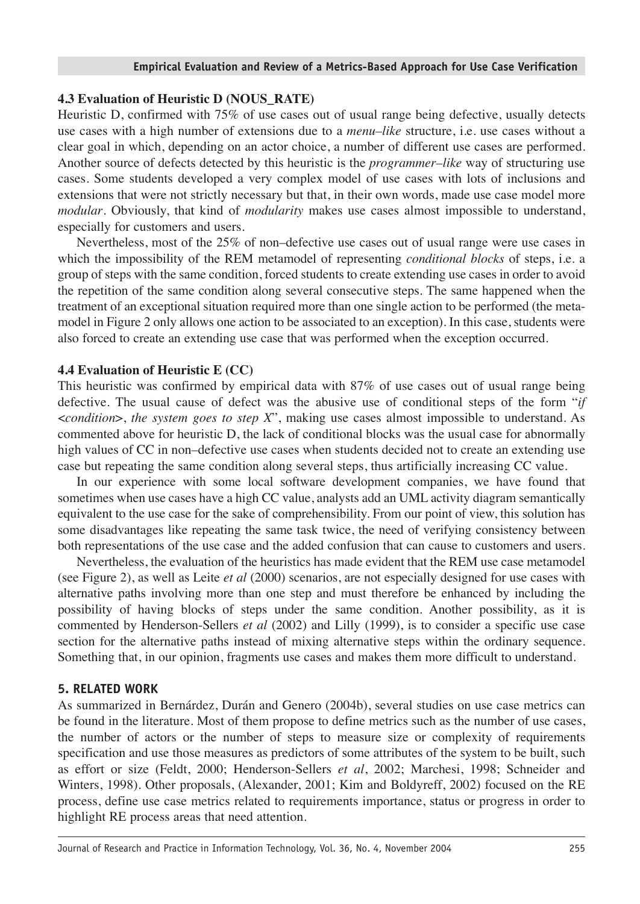### 4.3 Evaluation of Heuristic D (NOUS_RATE)

Heuristic D, confirmed with 75% of use cases out of usual range being defective, usually detects use cases with a high number of extensions due to a *menu–like* structure, i.e. use cases without a clear goal in which, depending on an actor choice, a number of different use cases are performed. Another source of defects detected by this heuristic is the *programmer–like* way of structuring use cases. Some students developed a very complex model of use cases with lots of inclusions and extensions that were not strictly necessary but that, in their own words, made use case model more *modular*. Obviously, that kind of *modularity* makes use cases almost impossible to understand, especially for customers and users.

Nevertheless, most of the 25% of non–defective use cases out of usual range were use cases in which the impossibility of the REM metamodel of representing *conditional blocks* of steps, i.e. a group of steps with the same condition, forced students to create extending use cases in order to avoid the repetition of the same condition along several consecutive steps. The same happened when the treatment of an exceptional situation required more than one single action to be performed (the metamodel in Figure 2 only allows one action to be associated to an exception). In this case, students were also forced to create an extending use case that was performed when the exception occurred.

### 4.4 Evaluation of Heuristic E (CC)

This heuristic was confirmed by empirical data with 87% of use cases out of usual range being defective. The usual cause of defect was the abusive use of conditional steps of the form "*if <condition>, the system goes to step X*", making use cases almost impossible to understand. As commented above for heuristic D, the lack of conditional blocks was the usual case for abnormally high values of CC in non–defective use cases when students decided not to create an extending use case but repeating the same condition along several steps, thus artificially increasing CC value.

In our experience with some local software development companies, we have found that sometimes when use cases have a high CC value, analysts add an UML activity diagram semantically equivalent to the use case for the sake of comprehensibility. From our point of view, this solution has some disadvantages like repeating the same task twice, the need of verifying consistency between both representations of the use case and the added confusion that can cause to customers and users.

Nevertheless, the evaluation of the heuristics has made evident that the REM use case metamodel (see Figure 2), as well as Leite *et al* (2000) scenarios, are not especially designed for use cases with alternative paths involving more than one step and must therefore be enhanced by including the possibility of having blocks of steps under the same condition. Another possibility, as it is commented by Henderson-Sellers *et al* (2002) and Lilly (1999), is to consider a specific use case section for the alternative paths instead of mixing alternative steps within the ordinary sequence. Something that, in our opinion, fragments use cases and makes them more difficult to understand.

## 5. RELATED WORK

As summarized in Bernárdez, Durán and Genero (2004b), several studies on use case metrics can be found in the literature. Most of them propose to define metrics such as the number of use cases, the number of actors or the number of steps to measure size or complexity of requirements specification and use those measures as predictors of some attributes of the system to be built, such as effort or size (Feldt, 2000; Henderson-Sellers *et al*, 2002; Marchesi, 1998; Schneider and Winters, 1998). Other proposals, (Alexander, 2001; Kim and Boldyreff, 2002) focused on the RE process, define use case metrics related to requirements importance, status or progress in order to highlight RE process areas that need attention.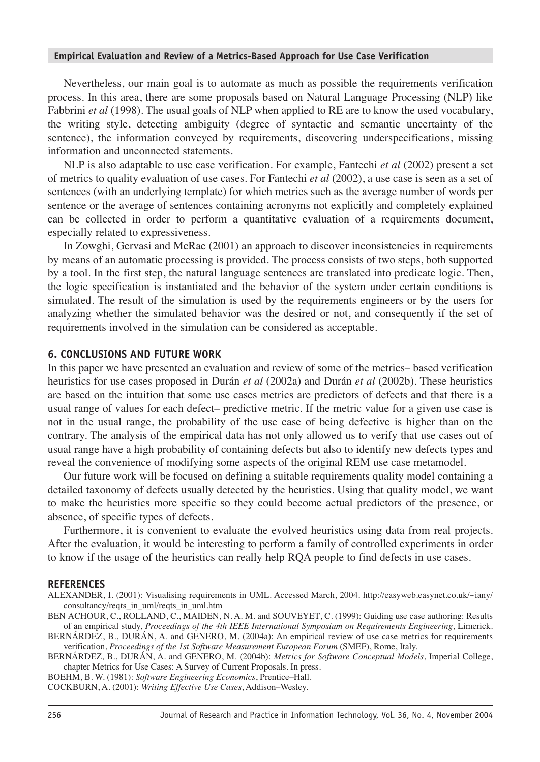Nevertheless, our main goal is to automate as much as possible the requirements verification process. In this area, there are some proposals based on Natural Language Processing (NLP) like Fabbrini *et al* (1998). The usual goals of NLP when applied to RE are to know the used vocabulary, the writing style, detecting ambiguity (degree of syntactic and semantic uncertainty of the sentence), the information conveyed by requirements, discovering underspecifications, missing information and unconnected statements.

NLP is also adaptable to use case verification. For example, Fantechi *et al* (2002) present a set of metrics to quality evaluation of use cases. For Fantechi *et al* (2002), a use case is seen as a set of sentences (with an underlying template) for which metrics such as the average number of words per sentence or the average of sentences containing acronyms not explicitly and completely explained can be collected in order to perform a quantitative evaluation of a requirements document, especially related to expressiveness.

In Zowghi, Gervasi and McRae (2001) an approach to discover inconsistencies in requirements by means of an automatic processing is provided. The process consists of two steps, both supported by a tool. In the first step, the natural language sentences are translated into predicate logic. Then, the logic specification is instantiated and the behavior of the system under certain conditions is simulated. The result of the simulation is used by the requirements engineers or by the users for analyzing whether the simulated behavior was the desired or not, and consequently if the set of requirements involved in the simulation can be considered as acceptable.

## 6. CONCLUSIONS AND FUTURE WORK

In this paper we have presented an evaluation and review of some of the metrics– based verification heuristics for use cases proposed in Durán *et al* (2002a) and Durán *et al* (2002b). These heuristics are based on the intuition that some use cases metrics are predictors of defects and that there is a usual range of values for each defect– predictive metric. If the metric value for a given use case is not in the usual range, the probability of the use case of being defective is higher than on the contrary. The analysis of the empirical data has not only allowed us to verify that use cases out of usual range have a high probability of containing defects but also to identify new defects types and reveal the convenience of modifying some aspects of the original REM use case metamodel.

Our future work will be focused on defining a suitable requirements quality model containing a detailed taxonomy of defects usually detected by the heuristics. Using that quality model, we want to make the heuristics more specific so they could become actual predictors of the presence, or absence, of specific types of defects.

Furthermore, it is convenient to evaluate the evolved heuristics using data from real projects. After the evaluation, it would be interesting to perform a family of controlled experiments in order to know if the usage of the heuristics can really help RQA people to find defects in use cases.

## REFERENCES

ALEXANDER, I. (2001): Visualising requirements in UML. Accessed March, 2004. http://easyweb.easynet.co.uk/~iany/consultancy/reqts_in_uml/reqts_in_uml.htm

BEN ACHOUR, C., ROLLAND, C., MAIDEN, N. A. M. and SOUVEYET, C. (1999): Guiding use case authoring: Results of an empirical study, *Proceedings of the 4th IEEE International Symposium on Requirements Engineering*, Limerick.

BERNÁRDEZ, B., DURÁN, A. and GENERO, M. (2004a): An empirical review of use case metrics for requirements verification, *Proceedings of the 1st Software Measurement European Forum* (SMEF), Rome, Italy.

BERNÁRDEZ, B., DURÁN, A. and GENERO, M. (2004b): *Metrics for Software Conceptual Models*, Imperial College, chapter Metrics for Use Cases: A Survey of Current Proposals. In press.

BOEHM, B. W. (1981): *Software Engineering Economics*, Prentice–Hall.

COCKBURN, A. (2001): *Writing Effective Use Cases*, Addison–Wesley.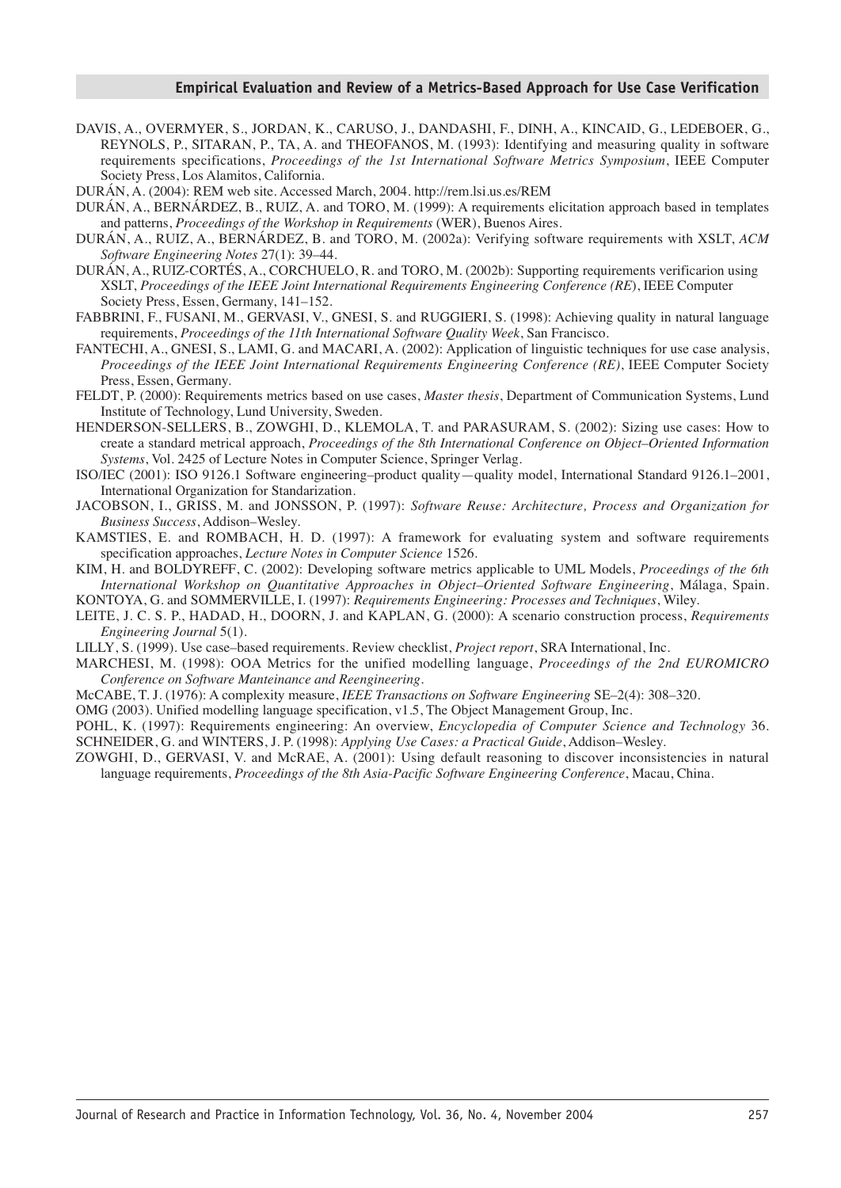DAVIS, A., OVERMYER, S., JORDAN, K., CARUSO, J., DANDASHI, F., DINH, A., KINCAID, G., LEDEBOER, G., REYNOLS, P., SITARAN, P., TA, A. and THEOFANOS, M. (1993): Identifying and measuring quality in software requirements specifications, *Proceedings of the 1st International Software Metrics Symposium*, IEEE Computer Society Press, Los Alamitos, California.

DURÁN, A. (2004): REM web site. Accessed March, 2004. http://rem.lsi.us.es/REM

DURÁN, A., BERNÁRDEZ, B., RUIZ, A. and TORO, M. (1999): A requirements elicitation approach based in templates and patterns, *Proceedings of the Workshop in Requirements* (WER), Buenos Aires.

DURÁN, A., RUIZ, A., BERNÁRDEZ, B. and TORO, M. (2002a): Verifying software requirements with XSLT, *ACM Software Engineering Notes* 27(1): 39–44.

DURÁN, A., RUIZ-CORTÉS, A., CORCHUELO, R. and TORO, M. (2002b): Supporting requirements verificarion using XSLT, *Proceedings of the IEEE Joint International Requirements Engineering Conference (RE)*, IEEE Computer Society Press, Essen, Germany, 141–152.

FABBRINI, F., FUSANI, M., GERVASI, V., GNESI, S. and RUGGIERI, S. (1998): Achieving quality in natural language requirements, *Proceedings of the 11th International Software Quality Week*, San Francisco.

FANTECHI, A., GNESI, S., LAMI, G. and MACARI, A. (2002): Application of linguistic techniques for use case analysis, *Proceedings of the IEEE Joint International Requirements Engineering Conference (RE)*, IEEE Computer Society Press, Essen, Germany.

FELDT, P. (2000): Requirements metrics based on use cases, *Master thesis*, Department of Communication Systems, Lund Institute of Technology, Lund University, Sweden.

HENDERSON-SELLERS, B., ZOWGHI, D., KLEMOLA, T. and PARASURAM, S. (2002): Sizing use cases: How to create a standard metrical approach, *Proceedings of the 8th International Conference on Object–Oriented Information Systems*, Vol. 2425 of Lecture Notes in Computer Science, Springer Verlag.

ISO/IEC (2001): ISO 9126.1 Software engineering–product quality—quality model, International Standard 9126.1–2001, International Organization for Standarization.

JACOBSON, I., GRISS, M. and JONSSON, P. (1997): *Software Reuse: Architecture, Process and Organization for Business Success*, Addison–Wesley.

KAMSTIES, E. and ROMBACH, H. D. (1997): A framework for evaluating system and software requirements specification approaches, *Lecture Notes in Computer Science* 1526.

KIM, H. and BOLDYREFF, C. (2002): Developing software metrics applicable to UML Models, *Proceedings of the 6th International Workshop on Quantitative Approaches in Object–Oriented Software Engineering*, Málaga, Spain.

KONTOYA, G. and SOMMERVILLE, I. (1997): *Requirements Engineering: Processes and Techniques*, Wiley.

LEITE, J. C. S. P., HADAD, H., DOORN, J. and KAPLAN, G. (2000): A scenario construction process, *Requirements Engineering Journal* 5(1).

LILLY, S. (1999). Use case–based requirements. Review checklist, *Project report*, SRA International, Inc.

MARCHESI, M. (1998): OOA Metrics for the unified modelling language, *Proceedings of the 2nd EUROMICRO Conference on Software Manteinance and Reengineering*.

McCABE, T. J. (1976): A complexity measure, *IEEE Transactions on Software Engineering* SE–2(4): 308–320.

OMG (2003). Unified modelling language specification, v1.5, The Object Management Group, Inc.

POHL, K. (1997): Requirements engineering: An overview, *Encyclopedia of Computer Science and Technology* 36.

SCHNEIDER, G. and WINTERS, J. P. (1998): *Applying Use Cases: a Practical Guide*, Addison–Wesley.

ZOWGHI, D., GERVASI, V. and McRAE, A. (2001): Using default reasoning to discover inconsistencies in natural language requirements, *Proceedings of the 8th Asia-Pacific Software Engineering Conference*, Macau, China.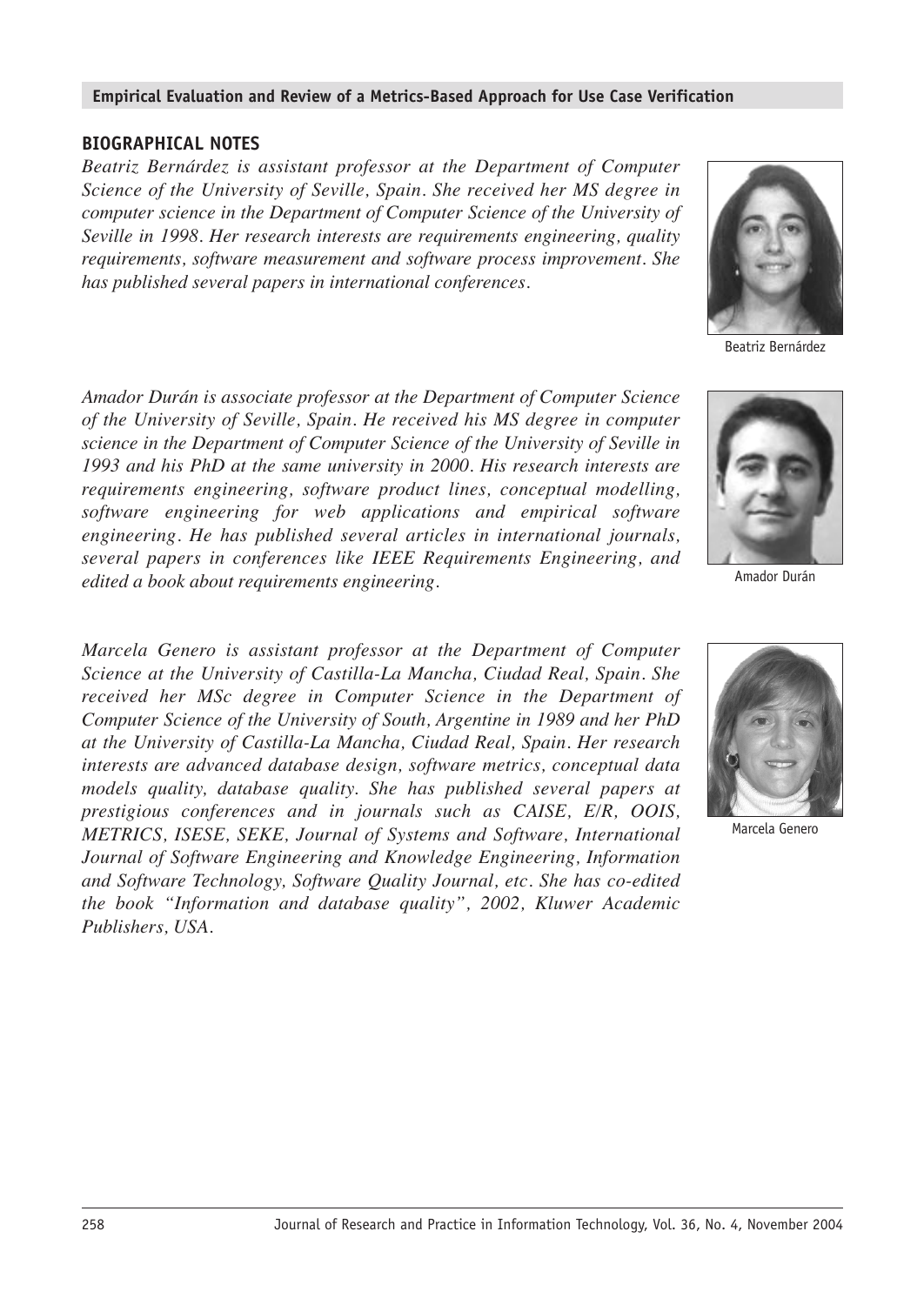## BIOGRAPHICAL NOTES

*Beatriz Bernárdez is assistant professor at the Department of Computer Science of the University of Seville, Spain. She received her MS degree in computer science in the Department of Computer Science of the University of Seville in 1998. Her research interests are requirements engineering, quality requirements, software measurement and software process improvement. She has published several papers in international conferences.*

Beatriz Bernárdez

*Amador Durán is associate professor at the Department of Computer Science of the University of Seville, Spain. He received his MS degree in computer science in the Department of Computer Science of the University of Seville in 1993 and his PhD at the same university in 2000. His research interests are requirements engineering, software product lines, conceptual modelling, software engineering for web applications and empirical software engineering. He has published several articles in international journals, several papers in conferences like IEEE Requirements Engineering, and edited a book about requirements engineering.*

Amador Durán

*Marcela Genero is assistant professor at the Department of Computer Science at the University of Castilla-La Mancha, Ciudad Real, Spain. She received her MSc degree in Computer Science in the Department of Computer Science of the University of South, Argentine in 1989 and her PhD at the University of Castilla-La Mancha, Ciudad Real, Spain. Her research interests are advanced database design, software metrics, conceptual data models quality, database quality. She has published several papers at prestigious conferences and in journals such as CAISE, E/R, OOIS, METRICS, ISESE, SEKE, Journal of Systems and Software, International Journal of Software Engineering and Knowledge Engineering, Information and Software Technology, Software Quality Journal, etc. She has co-edited the book "Information and database quality", 2002, Kluwer Academic Publishers, USA.*

Marcela Genero